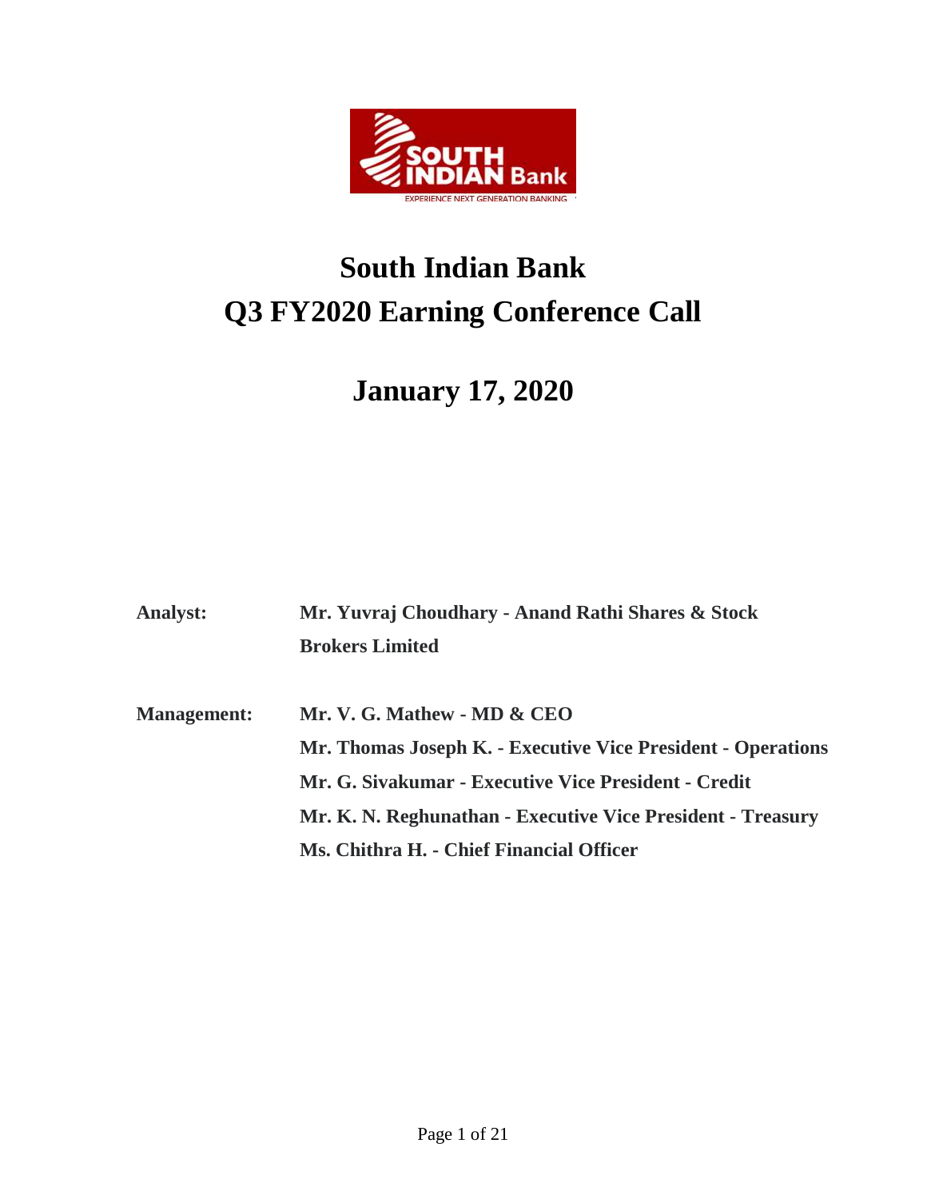# South Indian Bank
# Q3 FY2020 Earning Conference Call

## January 17, 2020

**Analyst:** **Mr. Yuvraj Choudhary - Anand Rathi Shares & Stock Brokers Limited**

**Management:** **Mr. V. G. Mathew - MD & CEO**
**Mr. Thomas Joseph K. - Executive Vice President - Operations**
**Mr. G. Sivakumar - Executive Vice President - Credit**
**Mr. K. N. Reghunathan - Executive Vice President - Treasury**
**Ms. Chithra H. - Chief Financial Officer**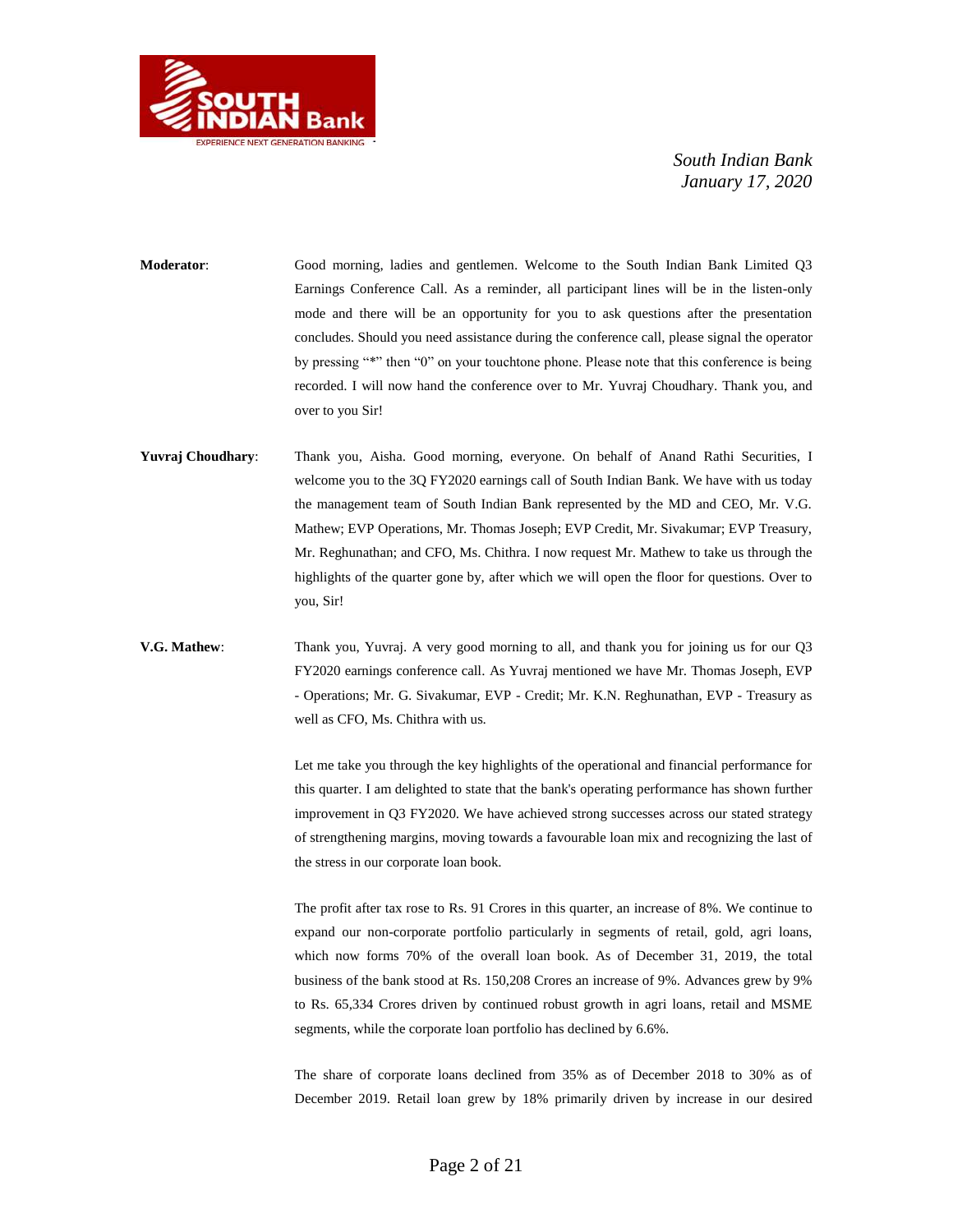**Moderator**: Good morning, ladies and gentlemen. Welcome to the South Indian Bank Limited Q3 Earnings Conference Call. As a reminder, all participant lines will be in the listen-only mode and there will be an opportunity for you to ask questions after the presentation concludes. Should you need assistance during the conference call, please signal the operator by pressing "*" then "0" on your touchtone phone. Please note that this conference is being recorded. I will now hand the conference over to Mr. Yuvraj Choudhary. Thank you, and over to you Sir!

**Yuvraj Choudhary**: Thank you, Aisha. Good morning, everyone. On behalf of Anand Rathi Securities, I welcome you to the 3Q FY2020 earnings call of South Indian Bank. We have with us today the management team of South Indian Bank represented by the MD and CEO, Mr. V.G. Mathew; EVP Operations, Mr. Thomas Joseph; EVP Credit, Mr. Sivakumar; EVP Treasury, Mr. Reghunathan; and CFO, Ms. Chithra. I now request Mr. Mathew to take us through the highlights of the quarter gone by, after which we will open the floor for questions. Over to you, Sir!

**V.G. Mathew**: Thank you, Yuvraj. A very good morning to all, and thank you for joining us for our Q3 FY2020 earnings conference call. As Yuvraj mentioned we have Mr. Thomas Joseph, EVP - Operations; Mr. G. Sivakumar, EVP - Credit; Mr. K.N. Reghunathan, EVP - Treasury as well as CFO, Ms. Chithra with us.

Let me take you through the key highlights of the operational and financial performance for this quarter. I am delighted to state that the bank's operating performance has shown further improvement in Q3 FY2020. We have achieved strong successes across our stated strategy of strengthening margins, moving towards a favourable loan mix and recognizing the last of the stress in our corporate loan book.

The profit after tax rose to Rs. 91 Crores in this quarter, an increase of 8%. We continue to expand our non-corporate portfolio particularly in segments of retail, gold, agri loans, which now forms 70% of the overall loan book. As of December 31, 2019, the total business of the bank stood at Rs. 150,208 Crores an increase of 9%. Advances grew by 9% to Rs. 65,334 Crores driven by continued robust growth in agri loans, retail and MSME segments, while the corporate loan portfolio has declined by 6.6%.

The share of corporate loans declined from 35% as of December 2018 to 30% as of December 2019. Retail loan grew by 18% primarily driven by increase in our desired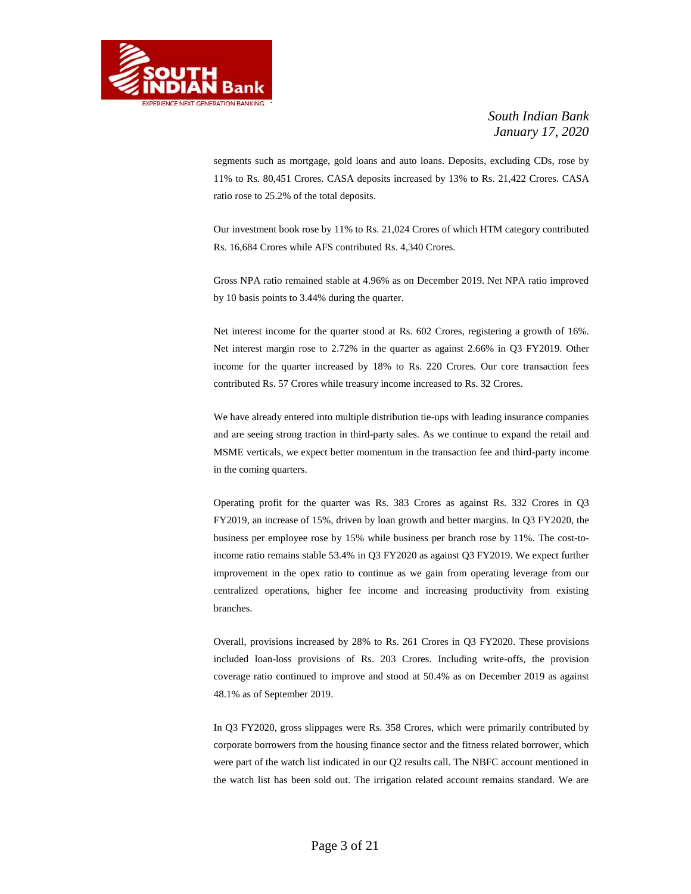segments such as mortgage, gold loans and auto loans. Deposits, excluding CDs, rose by 11% to Rs. 80,451 Crores. CASA deposits increased by 13% to Rs. 21,422 Crores. CASA ratio rose to 25.2% of the total deposits.

Our investment book rose by 11% to Rs. 21,024 Crores of which HTM category contributed Rs. 16,684 Crores while AFS contributed Rs. 4,340 Crores.

Gross NPA ratio remained stable at 4.96% as on December 2019. Net NPA ratio improved by 10 basis points to 3.44% during the quarter.

Net interest income for the quarter stood at Rs. 602 Crores, registering a growth of 16%. Net interest margin rose to 2.72% in the quarter as against 2.66% in Q3 FY2019. Other income for the quarter increased by 18% to Rs. 220 Crores. Our core transaction fees contributed Rs. 57 Crores while treasury income increased to Rs. 32 Crores.

We have already entered into multiple distribution tie-ups with leading insurance companies and are seeing strong traction in third-party sales. As we continue to expand the retail and MSME verticals, we expect better momentum in the transaction fee and third-party income in the coming quarters.

Operating profit for the quarter was Rs. 383 Crores as against Rs. 332 Crores in Q3 FY2019, an increase of 15%, driven by loan growth and better margins. In Q3 FY2020, the business per employee rose by 15% while business per branch rose by 11%. The cost-to-income ratio remains stable 53.4% in Q3 FY2020 as against Q3 FY2019. We expect further improvement in the opex ratio to continue as we gain from operating leverage from our centralized operations, higher fee income and increasing productivity from existing branches.

Overall, provisions increased by 28% to Rs. 261 Crores in Q3 FY2020. These provisions included loan-loss provisions of Rs. 203 Crores. Including write-offs, the provision coverage ratio continued to improve and stood at 50.4% as on December 2019 as against 48.1% as of September 2019.

In Q3 FY2020, gross slippages were Rs. 358 Crores, which were primarily contributed by corporate borrowers from the housing finance sector and the fitness related borrower, which were part of the watch list indicated in our Q2 results call. The NBFC account mentioned in the watch list has been sold out. The irrigation related account remains standard. We are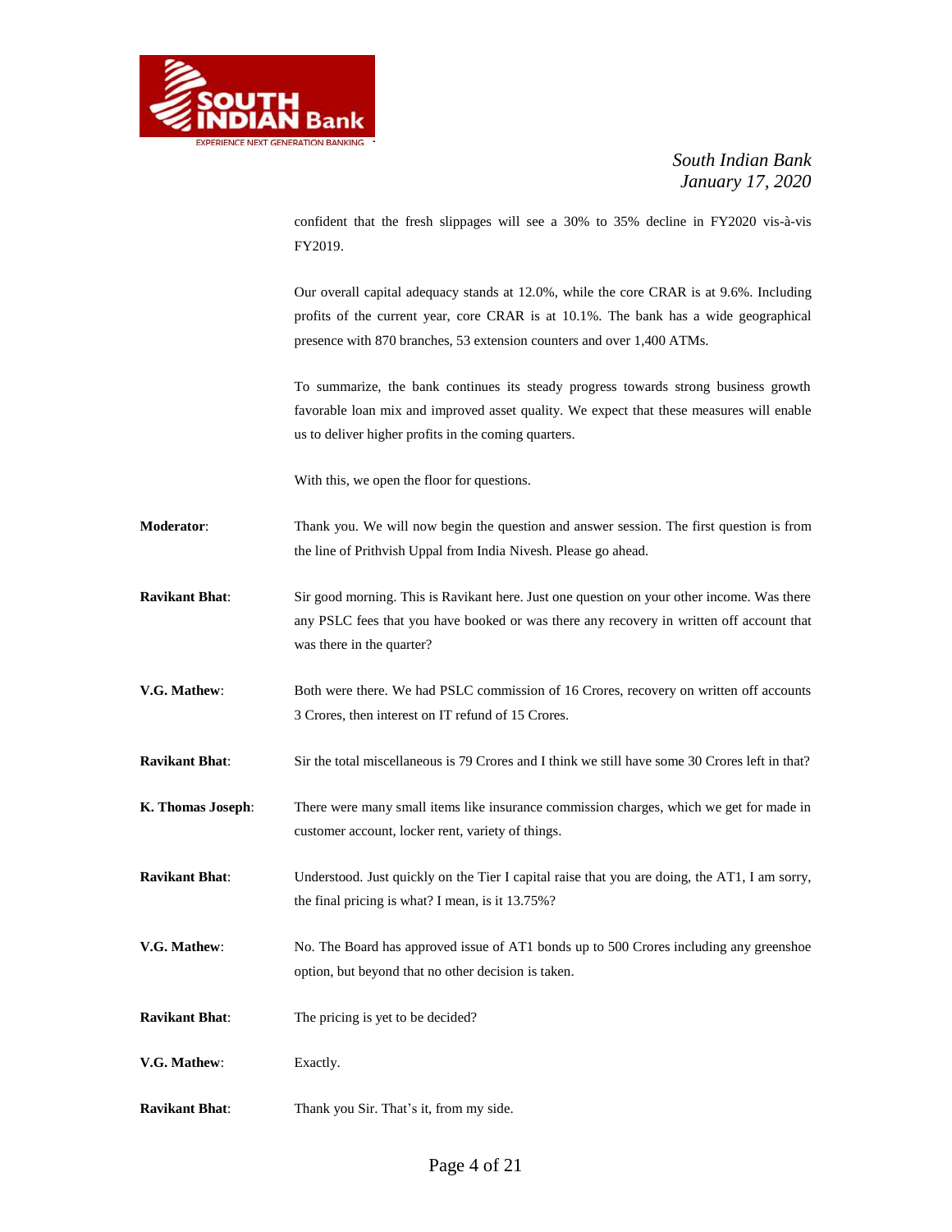confident that the fresh slippages will see a 30% to 35% decline in FY2020 vis-à-vis FY2019.

Our overall capital adequacy stands at 12.0%, while the core CRAR is at 9.6%. Including profits of the current year, core CRAR is at 10.1%. The bank has a wide geographical presence with 870 branches, 53 extension counters and over 1,400 ATMs.

To summarize, the bank continues its steady progress towards strong business growth favorable loan mix and improved asset quality. We expect that these measures will enable us to deliver higher profits in the coming quarters.

With this, we open the floor for questions.

**Moderator**: Thank you. We will now begin the question and answer session. The first question is from the line of Prithvish Uppal from India Nivesh. Please go ahead.

**Ravikant Bhat**: Sir good morning. This is Ravikant here. Just one question on your other income. Was there any PSLC fees that you have booked or was there any recovery in written off account that was there in the quarter?

**V.G. Mathew**: Both were there. We had PSLC commission of 16 Crores, recovery on written off accounts 3 Crores, then interest on IT refund of 15 Crores.

**Ravikant Bhat**: Sir the total miscellaneous is 79 Crores and I think we still have some 30 Crores left in that?

**K. Thomas Joseph**: There were many small items like insurance commission charges, which we get for made in customer account, locker rent, variety of things.

**Ravikant Bhat**: Understood. Just quickly on the Tier I capital raise that you are doing, the AT1, I am sorry, the final pricing is what? I mean, is it 13.75%?

**V.G. Mathew**: No. The Board has approved issue of AT1 bonds up to 500 Crores including any greenshoe option, but beyond that no other decision is taken.

**Ravikant Bhat**: The pricing is yet to be decided?

**V.G. Mathew**: Exactly.

**Ravikant Bhat**: Thank you Sir. That's it, from my side.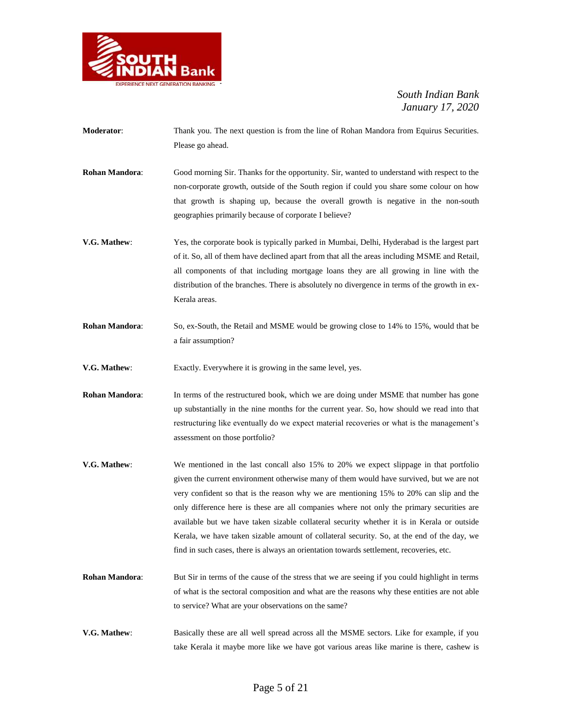**Moderator**: Thank you. The next question is from the line of Rohan Mandora from Equirus Securities. Please go ahead.

**Rohan Mandora**: Good morning Sir. Thanks for the opportunity. Sir, wanted to understand with respect to the non-corporate growth, outside of the South region if could you share some colour on how that growth is shaping up, because the overall growth is negative in the non-south geographies primarily because of corporate I believe?

**V.G. Mathew**: Yes, the corporate book is typically parked in Mumbai, Delhi, Hyderabad is the largest part of it. So, all of them have declined apart from that all the areas including MSME and Retail, all components of that including mortgage loans they are all growing in line with the distribution of the branches. There is absolutely no divergence in terms of the growth in ex-Kerala areas.

**Rohan Mandora**: So, ex-South, the Retail and MSME would be growing close to 14% to 15%, would that be a fair assumption?

**V.G. Mathew**: Exactly. Everywhere it is growing in the same level, yes.

**Rohan Mandora**: In terms of the restructured book, which we are doing under MSME that number has gone up substantially in the nine months for the current year. So, how should we read into that restructuring like eventually do we expect material recoveries or what is the management's assessment on those portfolio?

**V.G. Mathew**: We mentioned in the last concall also 15% to 20% we expect slippage in that portfolio given the current environment otherwise many of them would have survived, but we are not very confident so that is the reason why we are mentioning 15% to 20% can slip and the only difference here is these are all companies where not only the primary securities are available but we have taken sizable collateral security whether it is in Kerala or outside Kerala, we have taken sizable amount of collateral security. So, at the end of the day, we find in such cases, there is always an orientation towards settlement, recoveries, etc.

**Rohan Mandora**: But Sir in terms of the cause of the stress that we are seeing if you could highlight in terms of what is the sectoral composition and what are the reasons why these entities are not able to service? What are your observations on the same?

**V.G. Mathew**: Basically these are all well spread across all the MSME sectors. Like for example, if you take Kerala it maybe more like we have got various areas like marine is there, cashew is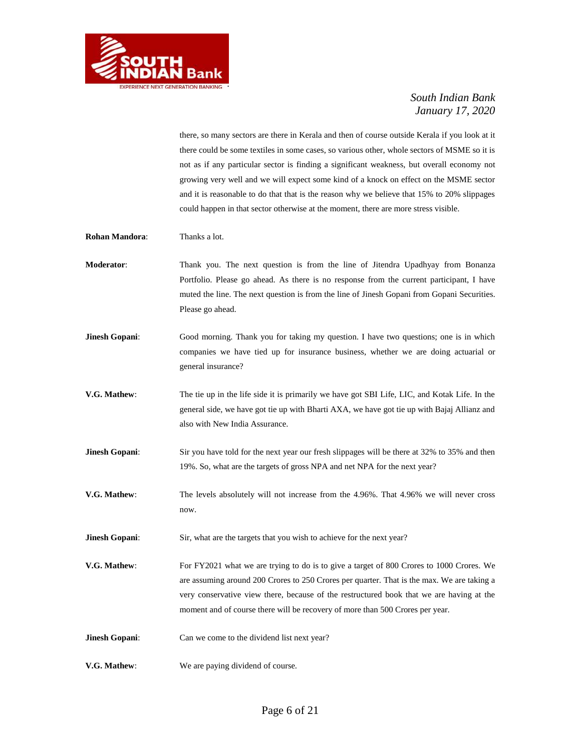there, so many sectors are there in Kerala and then of course outside Kerala if you look at it there could be some textiles in some cases, so various other, whole sectors of MSME so it is not as if any particular sector is finding a significant weakness, but overall economy not growing very well and we will expect some kind of a knock on effect on the MSME sector and it is reasonable to do that that is the reason why we believe that 15% to 20% slippages could happen in that sector otherwise at the moment, there are more stress visible.

**Rohan Mandora**: Thanks a lot.

**Moderator**: Thank you. The next question is from the line of Jitendra Upadhyay from Bonanza Portfolio. Please go ahead. As there is no response from the current participant, I have muted the line. The next question is from the line of Jinesh Gopani from Gopani Securities. Please go ahead.

**Jinesh Gopani**: Good morning. Thank you for taking my question. I have two questions; one is in which companies we have tied up for insurance business, whether we are doing actuarial or general insurance?

**V.G. Mathew**: The tie up in the life side it is primarily we have got SBI Life, LIC, and Kotak Life. In the general side, we have got tie up with Bharti AXA, we have got tie up with Bajaj Allianz and also with New India Assurance.

**Jinesh Gopani**: Sir you have told for the next year our fresh slippages will be there at 32% to 35% and then 19%. So, what are the targets of gross NPA and net NPA for the next year?

**V.G. Mathew**: The levels absolutely will not increase from the 4.96%. That 4.96% we will never cross now.

**Jinesh Gopani**: Sir, what are the targets that you wish to achieve for the next year?

**V.G. Mathew**: For FY2021 what we are trying to do is to give a target of 800 Crores to 1000 Crores. We are assuming around 200 Crores to 250 Crores per quarter. That is the max. We are taking a very conservative view there, because of the restructured book that we are having at the moment and of course there will be recovery of more than 500 Crores per year.

**Jinesh Gopani**: Can we come to the dividend list next year?

**V.G. Mathew**: We are paying dividend of course.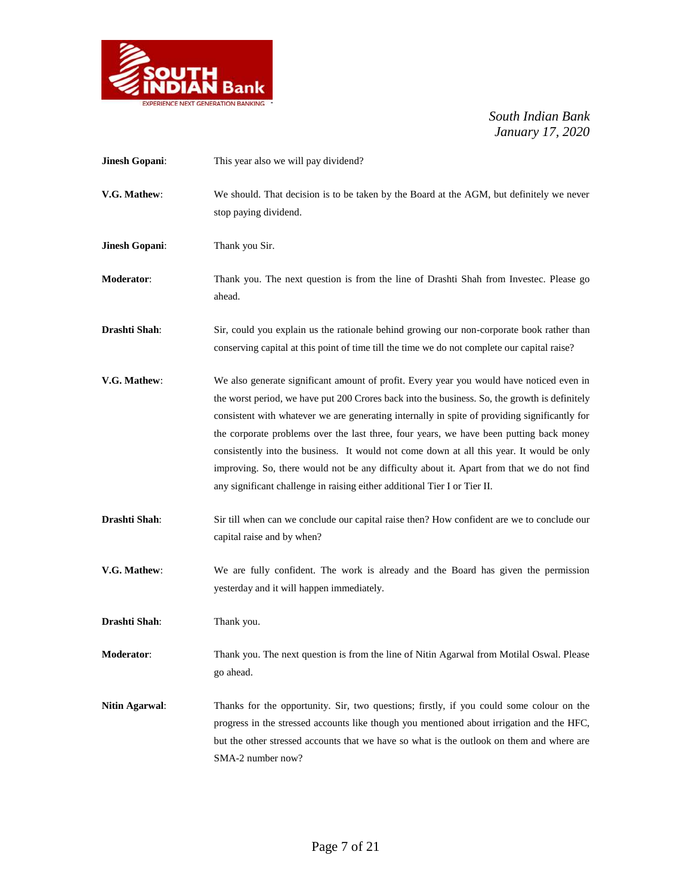**Jinesh Gopani**: This year also we will pay dividend?

**V.G. Mathew**: We should. That decision is to be taken by the Board at the AGM, but definitely we never stop paying dividend.

**Jinesh Gopani**: Thank you Sir.

**Moderator**: Thank you. The next question is from the line of Drashti Shah from Investec. Please go ahead.

**Drashti Shah**: Sir, could you explain us the rationale behind growing our non-corporate book rather than conserving capital at this point of time till the time we do not complete our capital raise?

**V.G. Mathew**: We also generate significant amount of profit. Every year you would have noticed even in the worst period, we have put 200 Crores back into the business. So, the growth is definitely consistent with whatever we are generating internally in spite of providing significantly for the corporate problems over the last three, four years, we have been putting back money consistently into the business. It would not come down at all this year. It would be only improving. So, there would not be any difficulty about it. Apart from that we do not find any significant challenge in raising either additional Tier I or Tier II.

**Drashti Shah**: Sir till when can we conclude our capital raise then? How confident are we to conclude our capital raise and by when?

**V.G. Mathew**: We are fully confident. The work is already and the Board has given the permission yesterday and it will happen immediately.

**Drashti Shah**: Thank you.

**Moderator**: Thank you. The next question is from the line of Nitin Agarwal from Motilal Oswal. Please go ahead.

**Nitin Agarwal**: Thanks for the opportunity. Sir, two questions; firstly, if you could some colour on the progress in the stressed accounts like though you mentioned about irrigation and the HFC, but the other stressed accounts that we have so what is the outlook on them and where are SMA-2 number now?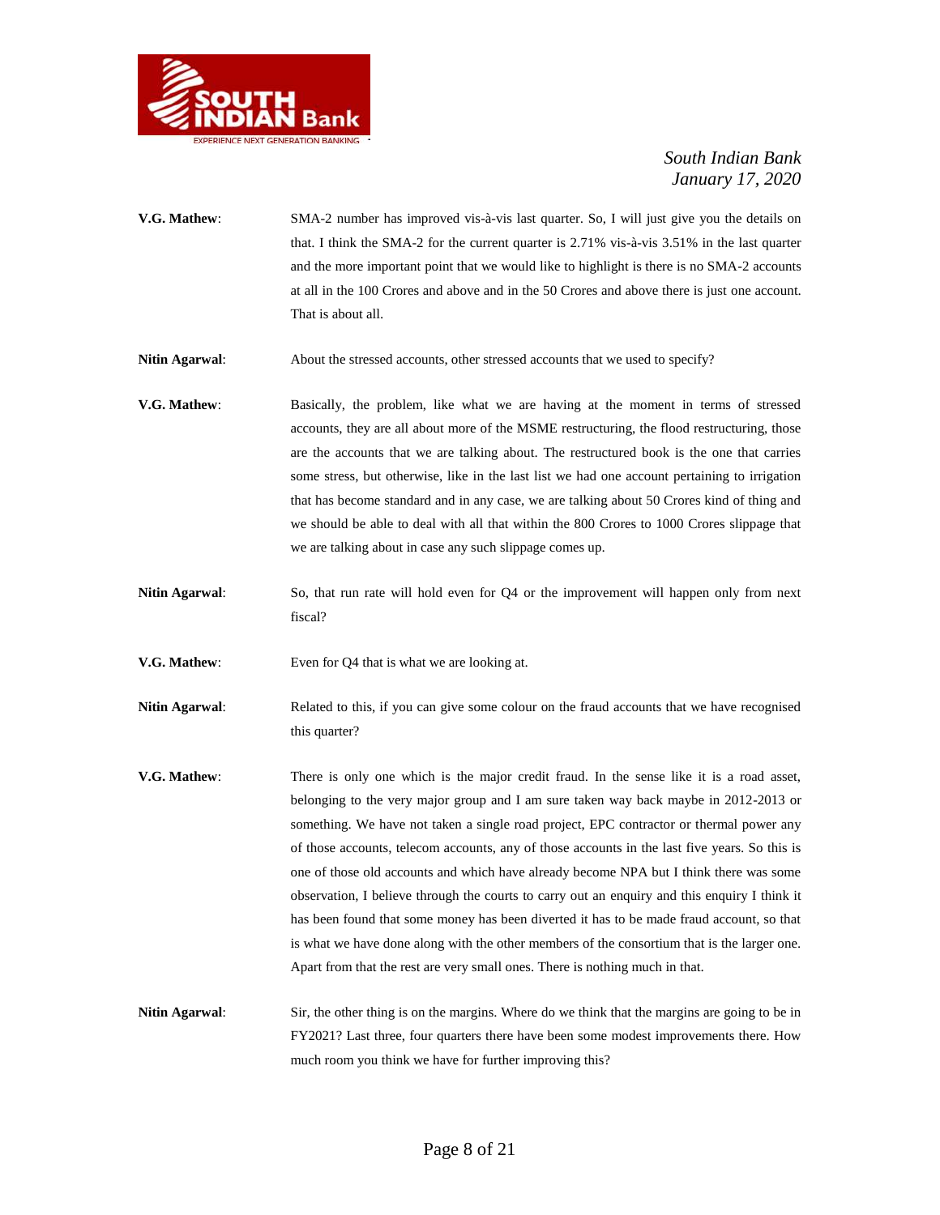**V.G. Mathew**: SMA-2 number has improved vis-à-vis last quarter. So, I will just give you the details on that. I think the SMA-2 for the current quarter is 2.71% vis-à-vis 3.51% in the last quarter and the more important point that we would like to highlight is there is no SMA-2 accounts at all in the 100 Crores and above and in the 50 Crores and above there is just one account. That is about all.

**Nitin Agarwal**: About the stressed accounts, other stressed accounts that we used to specify?

**V.G. Mathew**: Basically, the problem, like what we are having at the moment in terms of stressed accounts, they are all about more of the MSME restructuring, the flood restructuring, those are the accounts that we are talking about. The restructured book is the one that carries some stress, but otherwise, like in the last list we had one account pertaining to irrigation that has become standard and in any case, we are talking about 50 Crores kind of thing and we should be able to deal with all that within the 800 Crores to 1000 Crores slippage that we are talking about in case any such slippage comes up.

**Nitin Agarwal**: So, that run rate will hold even for Q4 or the improvement will happen only from next fiscal?

**V.G. Mathew**: Even for Q4 that is what we are looking at.

**Nitin Agarwal**: Related to this, if you can give some colour on the fraud accounts that we have recognised this quarter?

**V.G. Mathew**: There is only one which is the major credit fraud. In the sense like it is a road asset, belonging to the very major group and I am sure taken way back maybe in 2012-2013 or something. We have not taken a single road project, EPC contractor or thermal power any of those accounts, telecom accounts, any of those accounts in the last five years. So this is one of those old accounts and which have already become NPA but I think there was some observation, I believe through the courts to carry out an enquiry and this enquiry I think it has been found that some money has been diverted it has to be made fraud account, so that is what we have done along with the other members of the consortium that is the larger one. Apart from that the rest are very small ones. There is nothing much in that.

**Nitin Agarwal**: Sir, the other thing is on the margins. Where do we think that the margins are going to be in FY2021? Last three, four quarters there have been some modest improvements there. How much room you think we have for further improving this?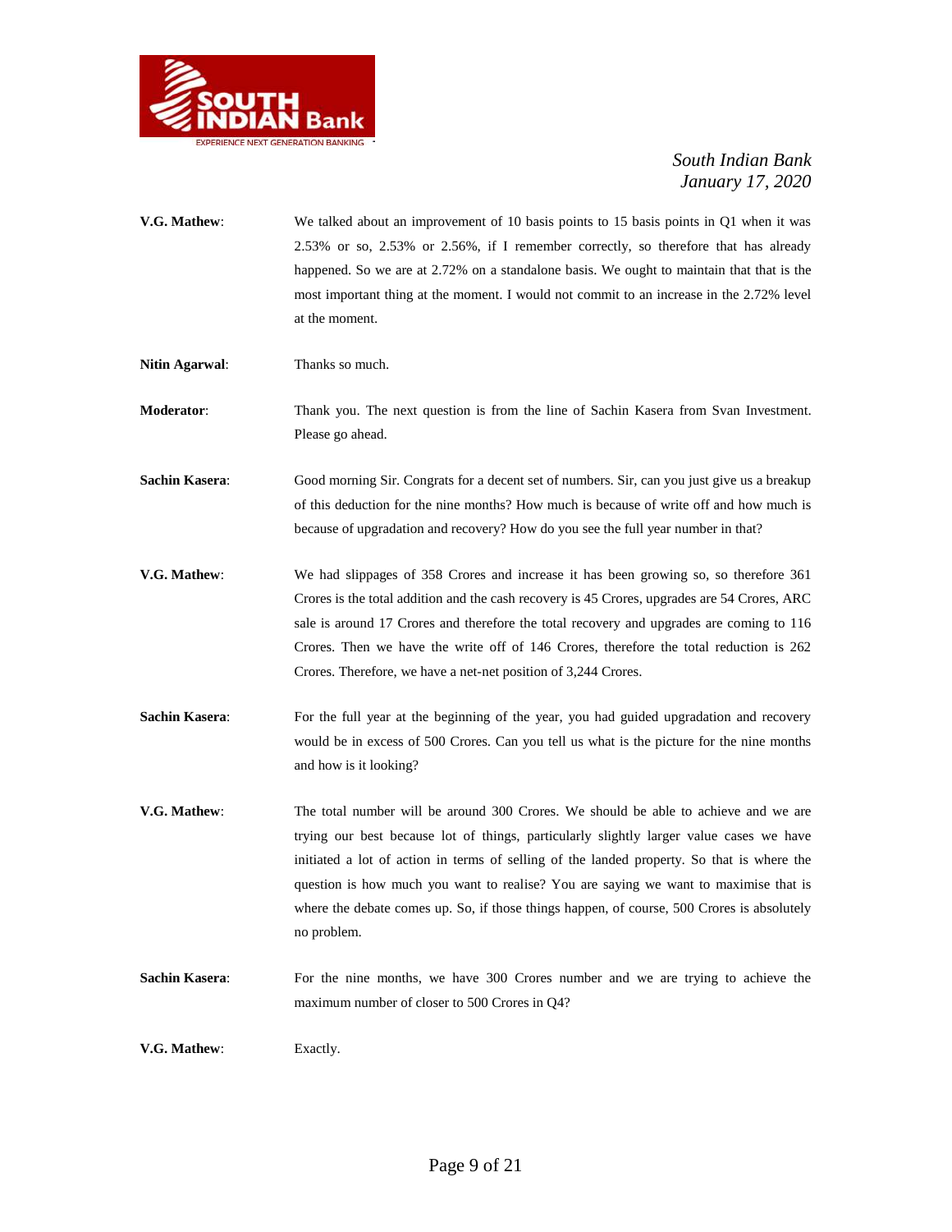**V.G. Mathew**: We talked about an improvement of 10 basis points to 15 basis points in Q1 when it was 2.53% or so, 2.53% or 2.56%, if I remember correctly, so therefore that has already happened. So we are at 2.72% on a standalone basis. We ought to maintain that that is the most important thing at the moment. I would not commit to an increase in the 2.72% level at the moment.

**Nitin Agarwal**: Thanks so much.

**Moderator**: Thank you. The next question is from the line of Sachin Kasera from Svan Investment. Please go ahead.

**Sachin Kasera**: Good morning Sir. Congrats for a decent set of numbers. Sir, can you just give us a breakup of this deduction for the nine months? How much is because of write off and how much is because of upgradation and recovery? How do you see the full year number in that?

**V.G. Mathew**: We had slippages of 358 Crores and increase it has been growing so, so therefore 361 Crores is the total addition and the cash recovery is 45 Crores, upgrades are 54 Crores, ARC sale is around 17 Crores and therefore the total recovery and upgrades are coming to 116 Crores. Then we have the write off of 146 Crores, therefore the total reduction is 262 Crores. Therefore, we have a net-net position of 3,244 Crores.

**Sachin Kasera**: For the full year at the beginning of the year, you had guided upgradation and recovery would be in excess of 500 Crores. Can you tell us what is the picture for the nine months and how is it looking?

**V.G. Mathew**: The total number will be around 300 Crores. We should be able to achieve and we are trying our best because lot of things, particularly slightly larger value cases we have initiated a lot of action in terms of selling of the landed property. So that is where the question is how much you want to realise? You are saying we want to maximise that is where the debate comes up. So, if those things happen, of course, 500 Crores is absolutely no problem.

**Sachin Kasera**: For the nine months, we have 300 Crores number and we are trying to achieve the maximum number of closer to 500 Crores in Q4?

**V.G. Mathew**: Exactly.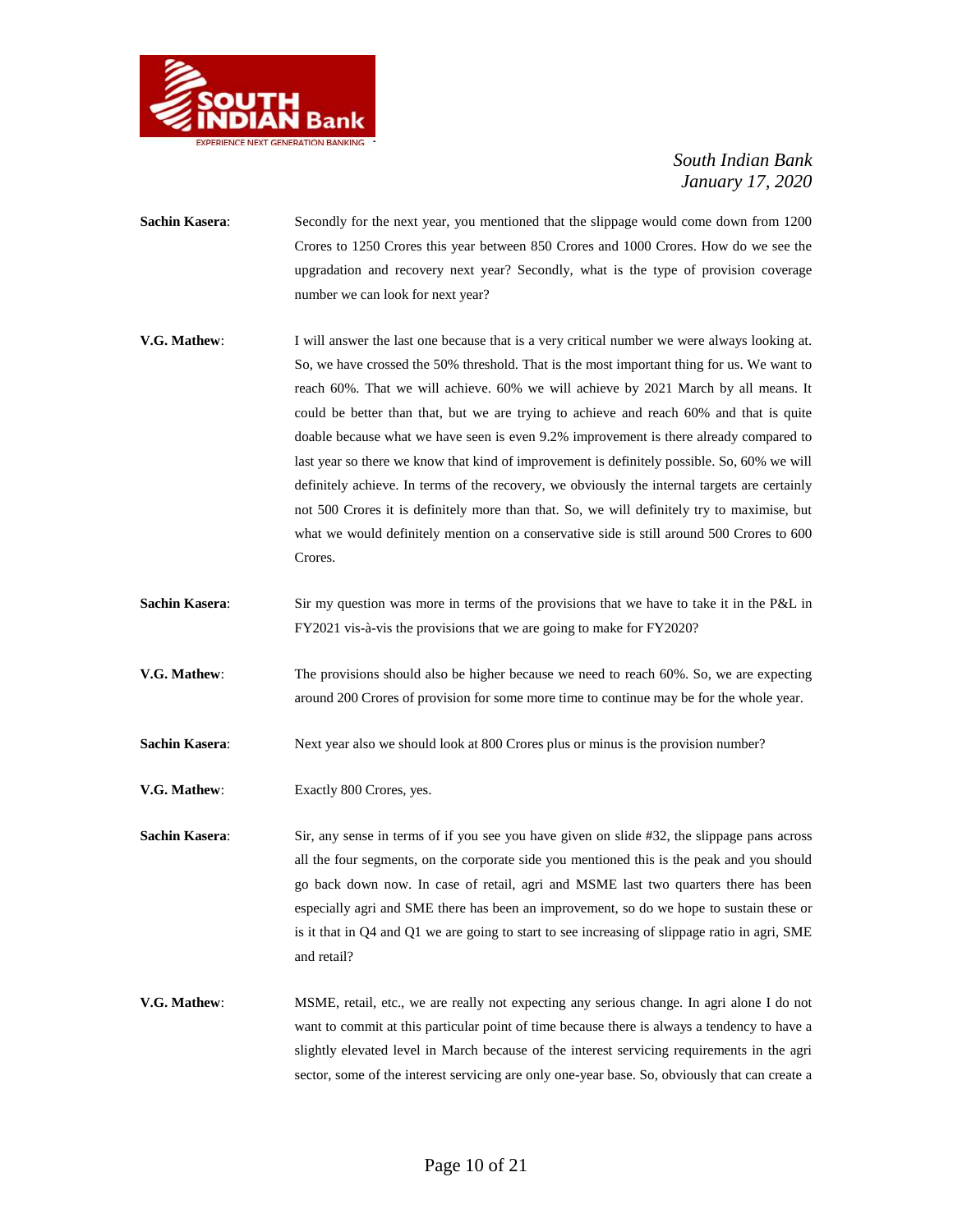**Sachin Kasera**: Secondly for the next year, you mentioned that the slippage would come down from 1200 Crores to 1250 Crores this year between 850 Crores and 1000 Crores. How do we see the upgradation and recovery next year? Secondly, what is the type of provision coverage number we can look for next year?

**V.G. Mathew**: I will answer the last one because that is a very critical number we were always looking at. So, we have crossed the 50% threshold. That is the most important thing for us. We want to reach 60%. That we will achieve. 60% we will achieve by 2021 March by all means. It could be better than that, but we are trying to achieve and reach 60% and that is quite doable because what we have seen is even 9.2% improvement is there already compared to last year so there we know that kind of improvement is definitely possible. So, 60% we will definitely achieve. In terms of the recovery, we obviously the internal targets are certainly not 500 Crores it is definitely more than that. So, we will definitely try to maximise, but what we would definitely mention on a conservative side is still around 500 Crores to 600 Crores.

**Sachin Kasera**: Sir my question was more in terms of the provisions that we have to take it in the P&L in FY2021 vis-à-vis the provisions that we are going to make for FY2020?

**V.G. Mathew**: The provisions should also be higher because we need to reach 60%. So, we are expecting around 200 Crores of provision for some more time to continue may be for the whole year.

**Sachin Kasera**: Next year also we should look at 800 Crores plus or minus is the provision number?

**V.G. Mathew**: Exactly 800 Crores, yes.

**Sachin Kasera**: Sir, any sense in terms of if you see you have given on slide #32, the slippage pans across all the four segments, on the corporate side you mentioned this is the peak and you should go back down now. In case of retail, agri and MSME last two quarters there has been especially agri and SME there has been an improvement, so do we hope to sustain these or is it that in Q4 and Q1 we are going to start to see increasing of slippage ratio in agri, SME and retail?

**V.G. Mathew**: MSME, retail, etc., we are really not expecting any serious change. In agri alone I do not want to commit at this particular point of time because there is always a tendency to have a slightly elevated level in March because of the interest servicing requirements in the agri sector, some of the interest servicing are only one-year base. So, obviously that can create a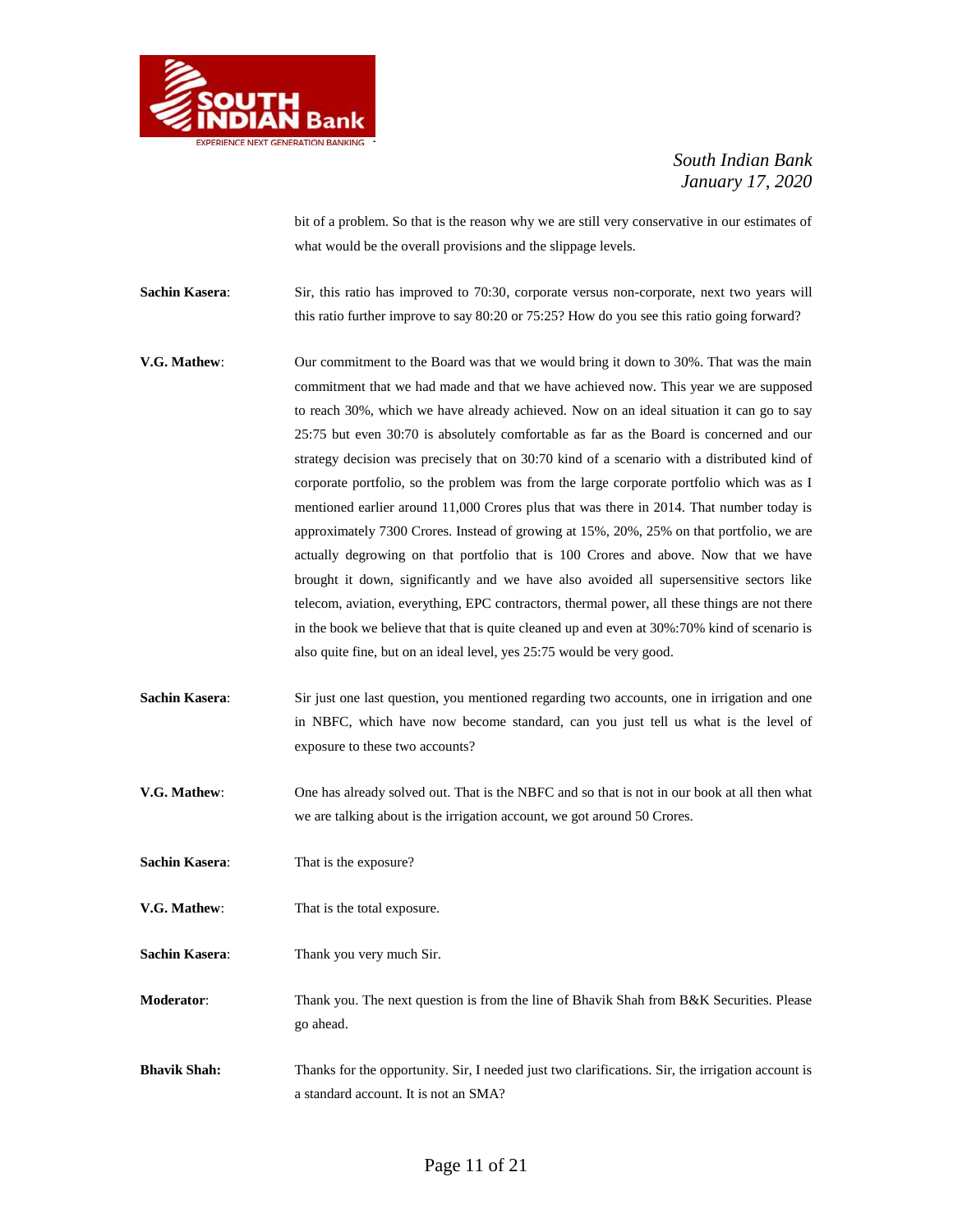bit of a problem. So that is the reason why we are still very conservative in our estimates of what would be the overall provisions and the slippage levels.

**Sachin Kasera**: Sir, this ratio has improved to 70:30, corporate versus non-corporate, next two years will this ratio further improve to say 80:20 or 75:25? How do you see this ratio going forward?

**V.G. Mathew**: Our commitment to the Board was that we would bring it down to 30%. That was the main commitment that we had made and that we have achieved now. This year we are supposed to reach 30%, which we have already achieved. Now on an ideal situation it can go to say 25:75 but even 30:70 is absolutely comfortable as far as the Board is concerned and our strategy decision was precisely that on 30:70 kind of a scenario with a distributed kind of corporate portfolio, so the problem was from the large corporate portfolio which was as I mentioned earlier around 11,000 Crores plus that was there in 2014. That number today is approximately 7300 Crores. Instead of growing at 15%, 20%, 25% on that portfolio, we are actually degrowing on that portfolio that is 100 Crores and above. Now that we have brought it down, significantly and we have also avoided all supersensitive sectors like telecom, aviation, everything, EPC contractors, thermal power, all these things are not there in the book we believe that that is quite cleaned up and even at 30%:70% kind of scenario is also quite fine, but on an ideal level, yes 25:75 would be very good.

**Sachin Kasera**: Sir just one last question, you mentioned regarding two accounts, one in irrigation and one in NBFC, which have now become standard, can you just tell us what is the level of exposure to these two accounts?

**V.G. Mathew**: One has already solved out. That is the NBFC and so that is not in our book at all then what we are talking about is the irrigation account, we got around 50 Crores.

**Sachin Kasera**: That is the exposure?

**V.G. Mathew**: That is the total exposure.

**Sachin Kasera**: Thank you very much Sir.

**Moderator**: Thank you. The next question is from the line of Bhavik Shah from B&K Securities. Please go ahead.

**Bhavik Shah:** Thanks for the opportunity. Sir, I needed just two clarifications. Sir, the irrigation account is a standard account. It is not an SMA?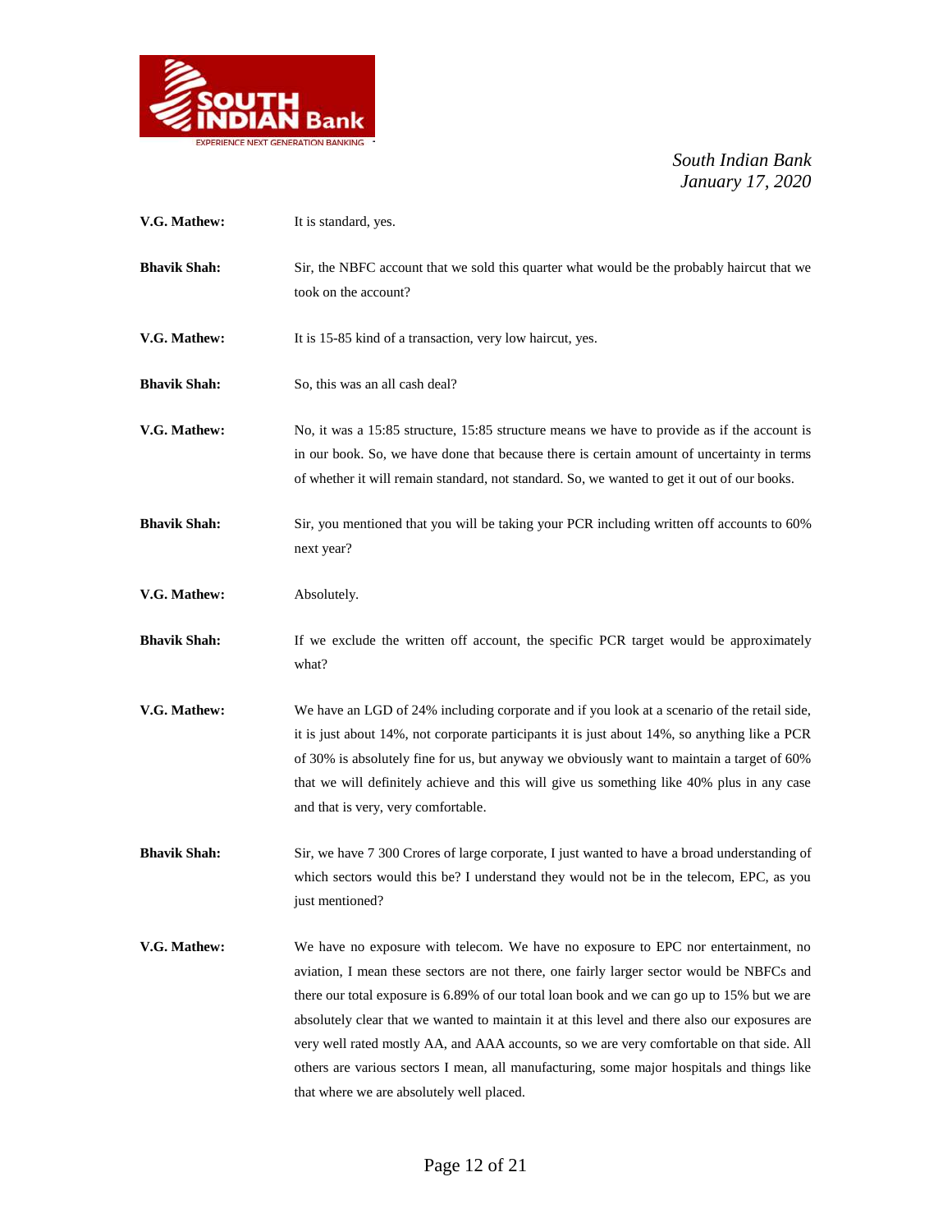**V.G. Mathew:** It is standard, yes.

**Bhavik Shah:** Sir, the NBFC account that we sold this quarter what would be the probably haircut that we took on the account?

**V.G. Mathew:** It is 15-85 kind of a transaction, very low haircut, yes.

**Bhavik Shah:** So, this was an all cash deal?

**V.G. Mathew:** No, it was a 15:85 structure, 15:85 structure means we have to provide as if the account is in our book. So, we have done that because there is certain amount of uncertainty in terms of whether it will remain standard, not standard. So, we wanted to get it out of our books.

**Bhavik Shah:** Sir, you mentioned that you will be taking your PCR including written off accounts to 60% next year?

**V.G. Mathew:** Absolutely.

**Bhavik Shah:** If we exclude the written off account, the specific PCR target would be approximately what?

**V.G. Mathew:** We have an LGD of 24% including corporate and if you look at a scenario of the retail side, it is just about 14%, not corporate participants it is just about 14%, so anything like a PCR of 30% is absolutely fine for us, but anyway we obviously want to maintain a target of 60% that we will definitely achieve and this will give us something like 40% plus in any case and that is very, very comfortable.

**Bhavik Shah:** Sir, we have 7 300 Crores of large corporate, I just wanted to have a broad understanding of which sectors would this be? I understand they would not be in the telecom, EPC, as you just mentioned?

**V.G. Mathew:** We have no exposure with telecom. We have no exposure to EPC nor entertainment, no aviation, I mean these sectors are not there, one fairly larger sector would be NBFCs and there our total exposure is 6.89% of our total loan book and we can go up to 15% but we are absolutely clear that we wanted to maintain it at this level and there also our exposures are very well rated mostly AA, and AAA accounts, so we are very comfortable on that side. All others are various sectors I mean, all manufacturing, some major hospitals and things like that where we are absolutely well placed.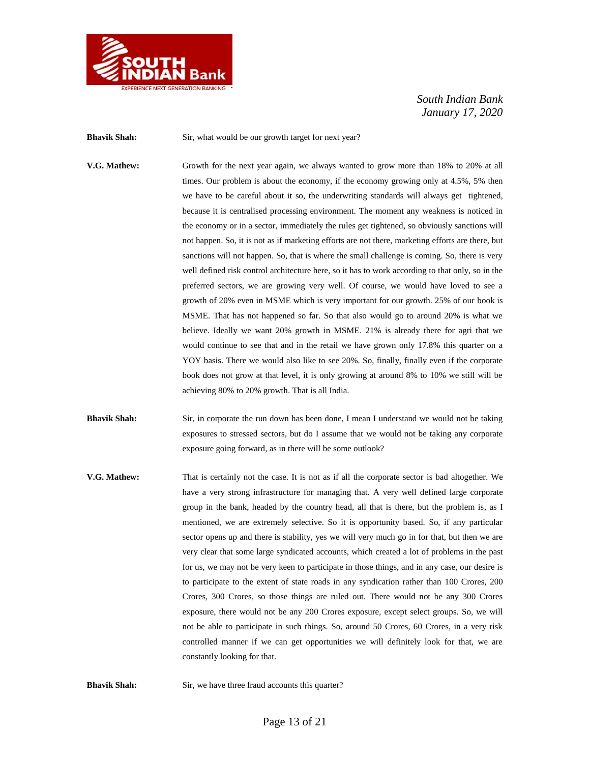**Bhavik Shah:** Sir, what would be our growth target for next year?

**V.G. Mathew:** Growth for the next year again, we always wanted to grow more than 18% to 20% at all times. Our problem is about the economy, if the economy growing only at 4.5%, 5% then we have to be careful about it so, the underwriting standards will always get tightened, because it is centralised processing environment. The moment any weakness is noticed in the economy or in a sector, immediately the rules get tightened, so obviously sanctions will not happen. So, it is not as if marketing efforts are not there, marketing efforts are there, but sanctions will not happen. So, that is where the small challenge is coming. So, there is very well defined risk control architecture here, so it has to work according to that only, so in the preferred sectors, we are growing very well. Of course, we would have loved to see a growth of 20% even in MSME which is very important for our growth. 25% of our book is MSME. That has not happened so far. So that also would go to around 20% is what we believe. Ideally we want 20% growth in MSME. 21% is already there for agri that we would continue to see that and in the retail we have grown only 17.8% this quarter on a YOY basis. There we would also like to see 20%. So, finally, finally even if the corporate book does not grow at that level, it is only growing at around 8% to 10% we still will be achieving 80% to 20% growth. That is all India.

**Bhavik Shah:** Sir, in corporate the run down has been done, I mean I understand we would not be taking exposures to stressed sectors, but do I assume that we would not be taking any corporate exposure going forward, as in there will be some outlook?

**V.G. Mathew:** That is certainly not the case. It is not as if all the corporate sector is bad altogether. We have a very strong infrastructure for managing that. A very well defined large corporate group in the bank, headed by the country head, all that is there, but the problem is, as I mentioned, we are extremely selective. So it is opportunity based. So, if any particular sector opens up and there is stability, yes we will very much go in for that, but then we are very clear that some large syndicated accounts, which created a lot of problems in the past for us, we may not be very keen to participate in those things, and in any case, our desire is to participate to the extent of state roads in any syndication rather than 100 Crores, 200 Crores, 300 Crores, so those things are ruled out. There would not be any 300 Crores exposure, there would not be any 200 Crores exposure, except select groups. So, we will not be able to participate in such things. So, around 50 Crores, 60 Crores, in a very risk controlled manner if we can get opportunities we will definitely look for that, we are constantly looking for that.

**Bhavik Shah:** Sir, we have three fraud accounts this quarter?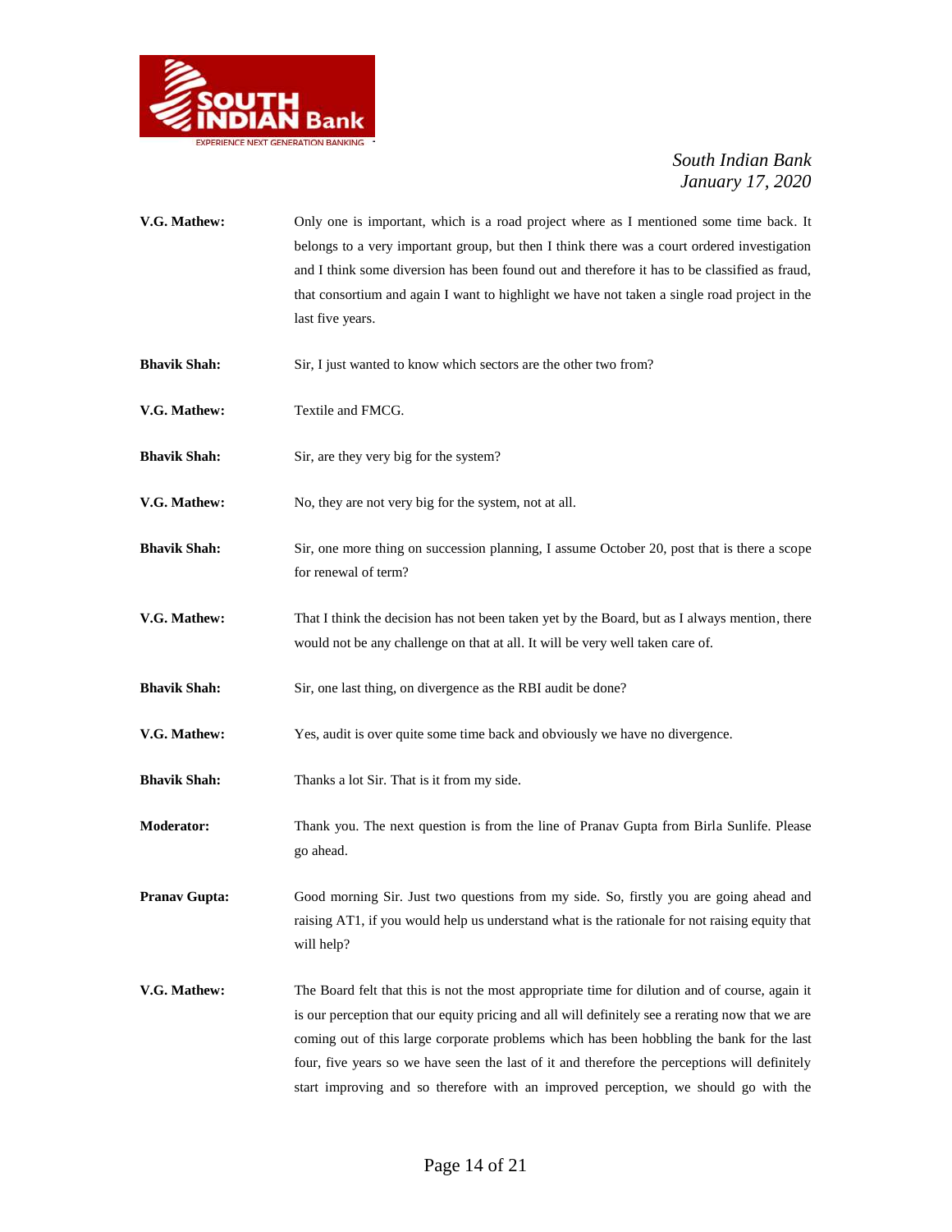**V.G. Mathew:** Only one is important, which is a road project where as I mentioned some time back. It belongs to a very important group, but then I think there was a court ordered investigation and I think some diversion has been found out and therefore it has to be classified as fraud, that consortium and again I want to highlight we have not taken a single road project in the last five years.

**Bhavik Shah:** Sir, I just wanted to know which sectors are the other two from?

**V.G. Mathew:** Textile and FMCG.

**Bhavik Shah:** Sir, are they very big for the system?

**V.G. Mathew:** No, they are not very big for the system, not at all.

**Bhavik Shah:** Sir, one more thing on succession planning, I assume October 20, post that is there a scope for renewal of term?

**V.G. Mathew:** That I think the decision has not been taken yet by the Board, but as I always mention, there would not be any challenge on that at all. It will be very well taken care of.

**Bhavik Shah:** Sir, one last thing, on divergence as the RBI audit be done?

**V.G. Mathew:** Yes, audit is over quite some time back and obviously we have no divergence.

**Bhavik Shah:** Thanks a lot Sir. That is it from my side.

**Moderator:** Thank you. The next question is from the line of Pranav Gupta from Birla Sunlife. Please go ahead.

**Pranav Gupta:** Good morning Sir. Just two questions from my side. So, firstly you are going ahead and raising AT1, if you would help us understand what is the rationale for not raising equity that will help?

**V.G. Mathew:** The Board felt that this is not the most appropriate time for dilution and of course, again it is our perception that our equity pricing and all will definitely see a rerating now that we are coming out of this large corporate problems which has been hobbling the bank for the last four, five years so we have seen the last of it and therefore the perceptions will definitely start improving and so therefore with an improved perception, we should go with the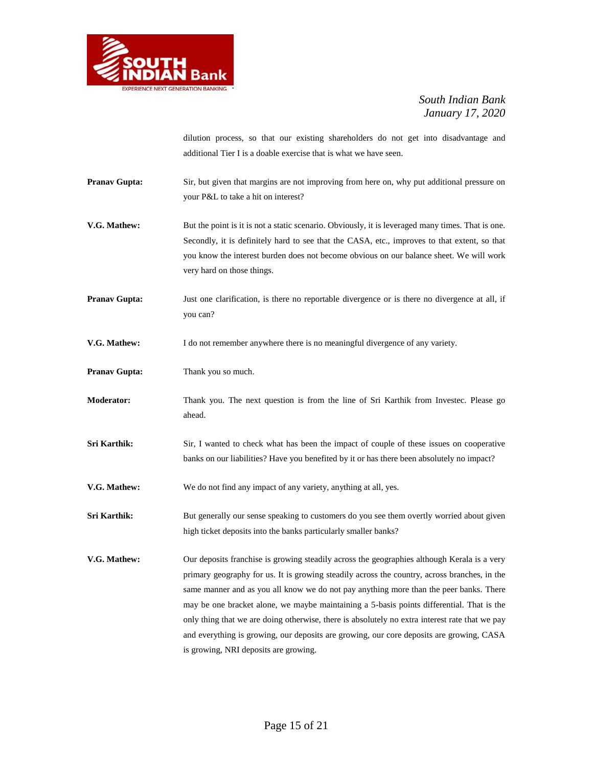dilution process, so that our existing shareholders do not get into disadvantage and additional Tier I is a doable exercise that is what we have seen.

**Pranav Gupta:** Sir, but given that margins are not improving from here on, why put additional pressure on your P&L to take a hit on interest?

**V.G. Mathew:** But the point is it is not a static scenario. Obviously, it is leveraged many times. That is one. Secondly, it is definitely hard to see that the CASA, etc., improves to that extent, so that you know the interest burden does not become obvious on our balance sheet. We will work very hard on those things.

**Pranav Gupta:** Just one clarification, is there no reportable divergence or is there no divergence at all, if you can?

**V.G. Mathew:** I do not remember anywhere there is no meaningful divergence of any variety.

**Pranav Gupta:** Thank you so much.

**Moderator:** Thank you. The next question is from the line of Sri Karthik from Investec. Please go ahead.

**Sri Karthik:** Sir, I wanted to check what has been the impact of couple of these issues on cooperative banks on our liabilities? Have you benefited by it or has there been absolutely no impact?

**V.G. Mathew:** We do not find any impact of any variety, anything at all, yes.

**Sri Karthik:** But generally our sense speaking to customers do you see them overtly worried about given high ticket deposits into the banks particularly smaller banks?

**V.G. Mathew:** Our deposits franchise is growing steadily across the geographies although Kerala is a very primary geography for us. It is growing steadily across the country, across branches, in the same manner and as you all know we do not pay anything more than the peer banks. There may be one bracket alone, we maybe maintaining a 5-basis points differential. That is the only thing that we are doing otherwise, there is absolutely no extra interest rate that we pay and everything is growing, our deposits are growing, our core deposits are growing, CASA is growing, NRI deposits are growing.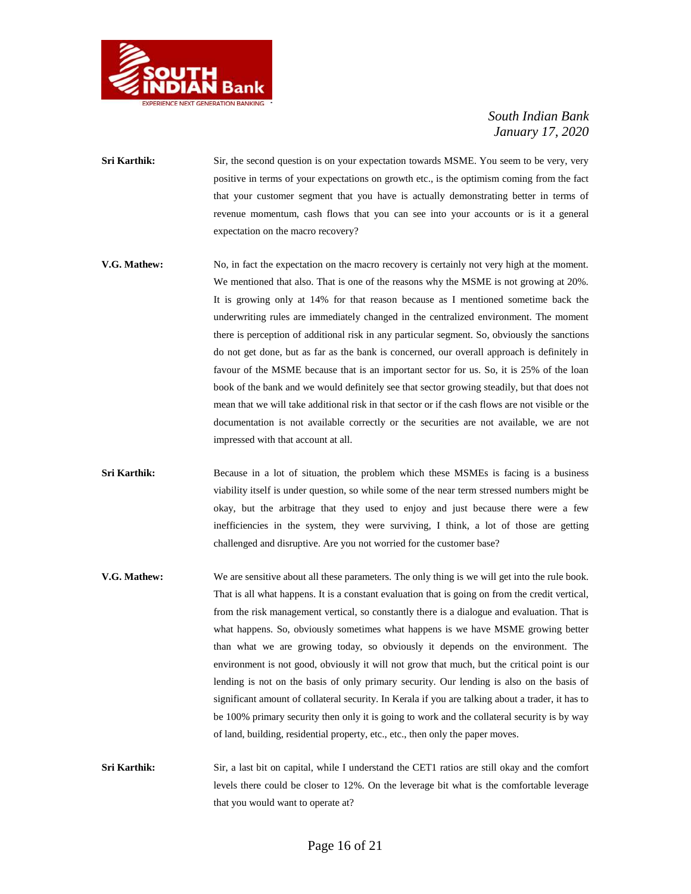**Sri Karthik:** Sir, the second question is on your expectation towards MSME. You seem to be very, very positive in terms of your expectations on growth etc., is the optimism coming from the fact that your customer segment that you have is actually demonstrating better in terms of revenue momentum, cash flows that you can see into your accounts or is it a general expectation on the macro recovery?

**V.G. Mathew:** No, in fact the expectation on the macro recovery is certainly not very high at the moment. We mentioned that also. That is one of the reasons why the MSME is not growing at 20%. It is growing only at 14% for that reason because as I mentioned sometime back the underwriting rules are immediately changed in the centralized environment. The moment there is perception of additional risk in any particular segment. So, obviously the sanctions do not get done, but as far as the bank is concerned, our overall approach is definitely in favour of the MSME because that is an important sector for us. So, it is 25% of the loan book of the bank and we would definitely see that sector growing steadily, but that does not mean that we will take additional risk in that sector or if the cash flows are not visible or the documentation is not available correctly or the securities are not available, we are not impressed with that account at all.

**Sri Karthik:** Because in a lot of situation, the problem which these MSMEs is facing is a business viability itself is under question, so while some of the near term stressed numbers might be okay, but the arbitrage that they used to enjoy and just because there were a few inefficiencies in the system, they were surviving, I think, a lot of those are getting challenged and disruptive. Are you not worried for the customer base?

**V.G. Mathew:** We are sensitive about all these parameters. The only thing is we will get into the rule book. That is all what happens. It is a constant evaluation that is going on from the credit vertical, from the risk management vertical, so constantly there is a dialogue and evaluation. That is what happens. So, obviously sometimes what happens is we have MSME growing better than what we are growing today, so obviously it depends on the environment. The environment is not good, obviously it will not grow that much, but the critical point is our lending is not on the basis of only primary security. Our lending is also on the basis of significant amount of collateral security. In Kerala if you are talking about a trader, it has to be 100% primary security then only it is going to work and the collateral security is by way of land, building, residential property, etc., etc., then only the paper moves.

**Sri Karthik:** Sir, a last bit on capital, while I understand the CET1 ratios are still okay and the comfort levels there could be closer to 12%. On the leverage bit what is the comfortable leverage that you would want to operate at?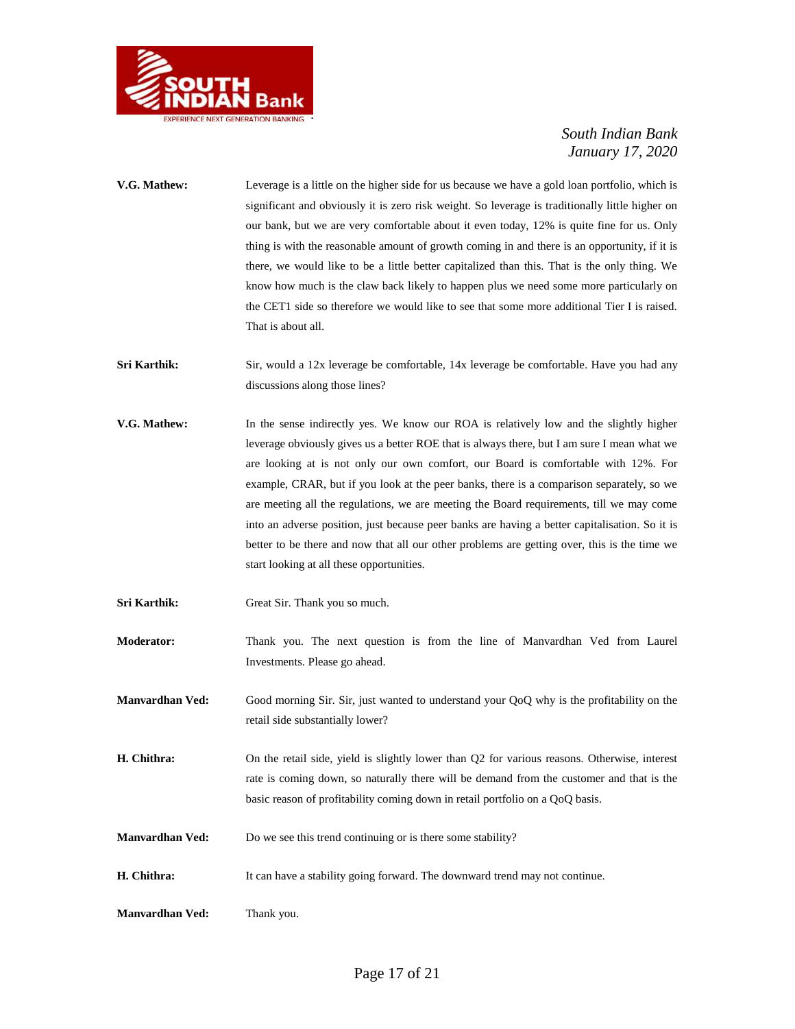**V.G. Mathew:** Leverage is a little on the higher side for us because we have a gold loan portfolio, which is significant and obviously it is zero risk weight. So leverage is traditionally little higher on our bank, but we are very comfortable about it even today, 12% is quite fine for us. Only thing is with the reasonable amount of growth coming in and there is an opportunity, if it is there, we would like to be a little better capitalized than this. That is the only thing. We know how much is the claw back likely to happen plus we need some more particularly on the CET1 side so therefore we would like to see that some more additional Tier I is raised. That is about all.

**Sri Karthik:** Sir, would a 12x leverage be comfortable, 14x leverage be comfortable. Have you had any discussions along those lines?

**V.G. Mathew:** In the sense indirectly yes. We know our ROA is relatively low and the slightly higher leverage obviously gives us a better ROE that is always there, but I am sure I mean what we are looking at is not only our own comfort, our Board is comfortable with 12%. For example, CRAR, but if you look at the peer banks, there is a comparison separately, so we are meeting all the regulations, we are meeting the Board requirements, till we may come into an adverse position, just because peer banks are having a better capitalisation. So it is better to be there and now that all our other problems are getting over, this is the time we start looking at all these opportunities.

**Sri Karthik:** Great Sir. Thank you so much.

**Moderator:** Thank you. The next question is from the line of Manvardhan Ved from Laurel Investments. Please go ahead.

**Manvardhan Ved:** Good morning Sir. Sir, just wanted to understand your QoQ why is the profitability on the retail side substantially lower?

**H. Chithra:** On the retail side, yield is slightly lower than Q2 for various reasons. Otherwise, interest rate is coming down, so naturally there will be demand from the customer and that is the basic reason of profitability coming down in retail portfolio on a QoQ basis.

**Manvardhan Ved:** Do we see this trend continuing or is there some stability?

**H. Chithra:** It can have a stability going forward. The downward trend may not continue.

**Manvardhan Ved:** Thank you.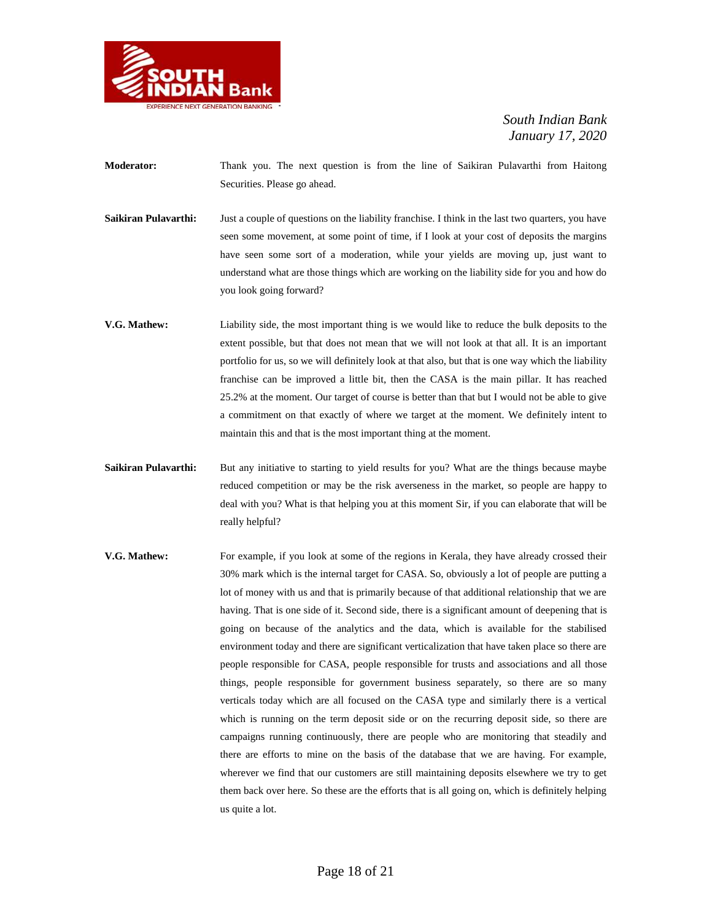**Moderator:** Thank you. The next question is from the line of Saikiran Pulavarthi from Haitong Securities. Please go ahead.

**Saikiran Pulavarthi:** Just a couple of questions on the liability franchise. I think in the last two quarters, you have seen some movement, at some point of time, if I look at your cost of deposits the margins have seen some sort of a moderation, while your yields are moving up, just want to understand what are those things which are working on the liability side for you and how do you look going forward?

**V.G. Mathew:** Liability side, the most important thing is we would like to reduce the bulk deposits to the extent possible, but that does not mean that we will not look at that all. It is an important portfolio for us, so we will definitely look at that also, but that is one way which the liability franchise can be improved a little bit, then the CASA is the main pillar. It has reached 25.2% at the moment. Our target of course is better than that but I would not be able to give a commitment on that exactly of where we target at the moment. We definitely intent to maintain this and that is the most important thing at the moment.

**Saikiran Pulavarthi:** But any initiative to starting to yield results for you? What are the things because maybe reduced competition or may be the risk averseness in the market, so people are happy to deal with you? What is that helping you at this moment Sir, if you can elaborate that will be really helpful?

**V.G. Mathew:** For example, if you look at some of the regions in Kerala, they have already crossed their 30% mark which is the internal target for CASA. So, obviously a lot of people are putting a lot of money with us and that is primarily because of that additional relationship that we are having. That is one side of it. Second side, there is a significant amount of deepening that is going on because of the analytics and the data, which is available for the stabilised environment today and there are significant verticalization that have taken place so there are people responsible for CASA, people responsible for trusts and associations and all those things, people responsible for government business separately, so there are so many verticals today which are all focused on the CASA type and similarly there is a vertical which is running on the term deposit side or on the recurring deposit side, so there are campaigns running continuously, there are people who are monitoring that steadily and there are efforts to mine on the basis of the database that we are having. For example, wherever we find that our customers are still maintaining deposits elsewhere we try to get them back over here. So these are the efforts that is all going on, which is definitely helping us quite a lot.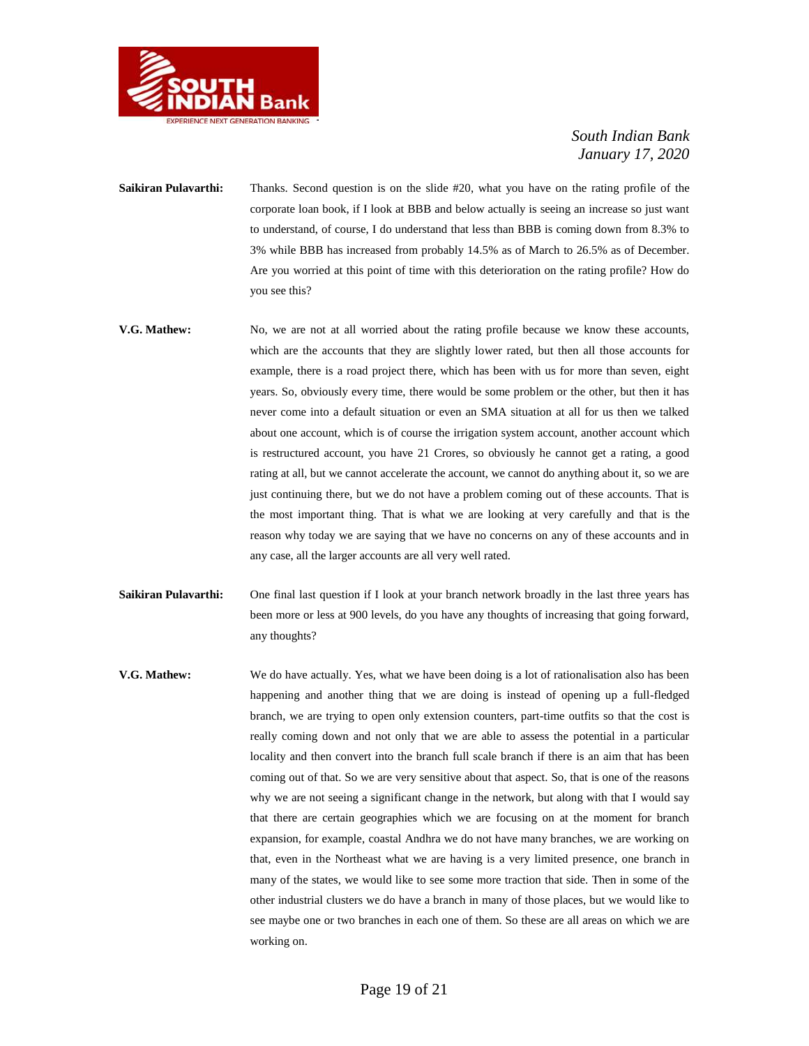**Saikiran Pulavarthi:** Thanks. Second question is on the slide #20, what you have on the rating profile of the corporate loan book, if I look at BBB and below actually is seeing an increase so just want to understand, of course, I do understand that less than BBB is coming down from 8.3% to 3% while BBB has increased from probably 14.5% as of March to 26.5% as of December. Are you worried at this point of time with this deterioration on the rating profile? How do you see this?

**V.G. Mathew:** No, we are not at all worried about the rating profile because we know these accounts, which are the accounts that they are slightly lower rated, but then all those accounts for example, there is a road project there, which has been with us for more than seven, eight years. So, obviously every time, there would be some problem or the other, but then it has never come into a default situation or even an SMA situation at all for us then we talked about one account, which is of course the irrigation system account, another account which is restructured account, you have 21 Crores, so obviously he cannot get a rating, a good rating at all, but we cannot accelerate the account, we cannot do anything about it, so we are just continuing there, but we do not have a problem coming out of these accounts. That is the most important thing. That is what we are looking at very carefully and that is the reason why today we are saying that we have no concerns on any of these accounts and in any case, all the larger accounts are all very well rated.

**Saikiran Pulavarthi:** One final last question if I look at your branch network broadly in the last three years has been more or less at 900 levels, do you have any thoughts of increasing that going forward, any thoughts?

**V.G. Mathew:** We do have actually. Yes, what we have been doing is a lot of rationalisation also has been happening and another thing that we are doing is instead of opening up a full-fledged branch, we are trying to open only extension counters, part-time outfits so that the cost is really coming down and not only that we are able to assess the potential in a particular locality and then convert into the branch full scale branch if there is an aim that has been coming out of that. So we are very sensitive about that aspect. So, that is one of the reasons why we are not seeing a significant change in the network, but along with that I would say that there are certain geographies which we are focusing on at the moment for branch expansion, for example, coastal Andhra we do not have many branches, we are working on that, even in the Northeast what we are having is a very limited presence, one branch in many of the states, we would like to see some more traction that side. Then in some of the other industrial clusters we do have a branch in many of those places, but we would like to see maybe one or two branches in each one of them. So these are all areas on which we are working on.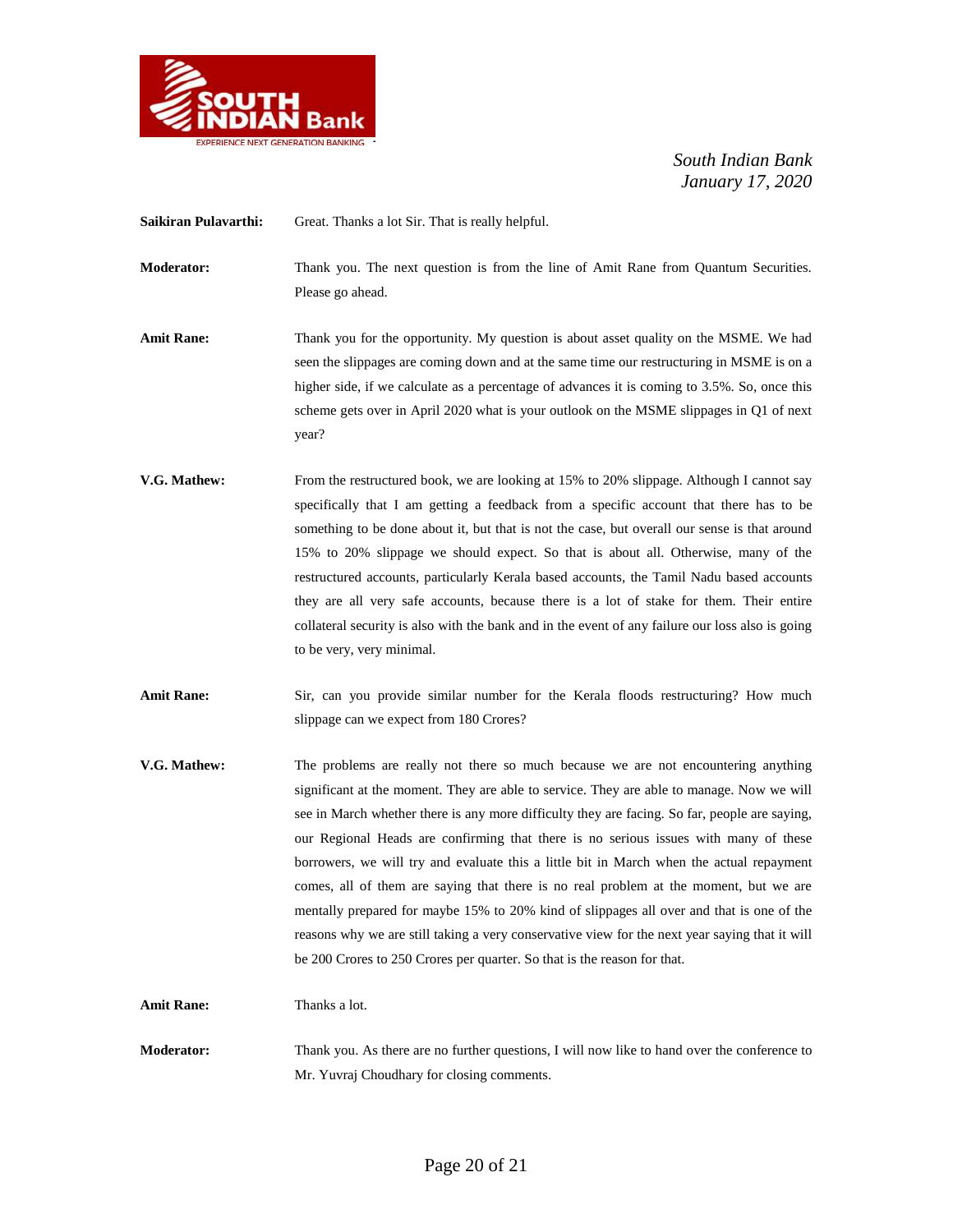**Saikiran Pulavarthi:** Great. Thanks a lot Sir. That is really helpful.

**Moderator:** Thank you. The next question is from the line of Amit Rane from Quantum Securities. Please go ahead.

**Amit Rane:** Thank you for the opportunity. My question is about asset quality on the MSME. We had seen the slippages are coming down and at the same time our restructuring in MSME is on a higher side, if we calculate as a percentage of advances it is coming to 3.5%. So, once this scheme gets over in April 2020 what is your outlook on the MSME slippages in Q1 of next year?

**V.G. Mathew:** From the restructured book, we are looking at 15% to 20% slippage. Although I cannot say specifically that I am getting a feedback from a specific account that there has to be something to be done about it, but that is not the case, but overall our sense is that around 15% to 20% slippage we should expect. So that is about all. Otherwise, many of the restructured accounts, particularly Kerala based accounts, the Tamil Nadu based accounts they are all very safe accounts, because there is a lot of stake for them. Their entire collateral security is also with the bank and in the event of any failure our loss also is going to be very, very minimal.

**Amit Rane:** Sir, can you provide similar number for the Kerala floods restructuring? How much slippage can we expect from 180 Crores?

**V.G. Mathew:** The problems are really not there so much because we are not encountering anything significant at the moment. They are able to service. They are able to manage. Now we will see in March whether there is any more difficulty they are facing. So far, people are saying, our Regional Heads are confirming that there is no serious issues with many of these borrowers, we will try and evaluate this a little bit in March when the actual repayment comes, all of them are saying that there is no real problem at the moment, but we are mentally prepared for maybe 15% to 20% kind of slippages all over and that is one of the reasons why we are still taking a very conservative view for the next year saying that it will be 200 Crores to 250 Crores per quarter. So that is the reason for that.

**Amit Rane:** Thanks a lot.

**Moderator:** Thank you. As there are no further questions, I will now like to hand over the conference to Mr. Yuvraj Choudhary for closing comments.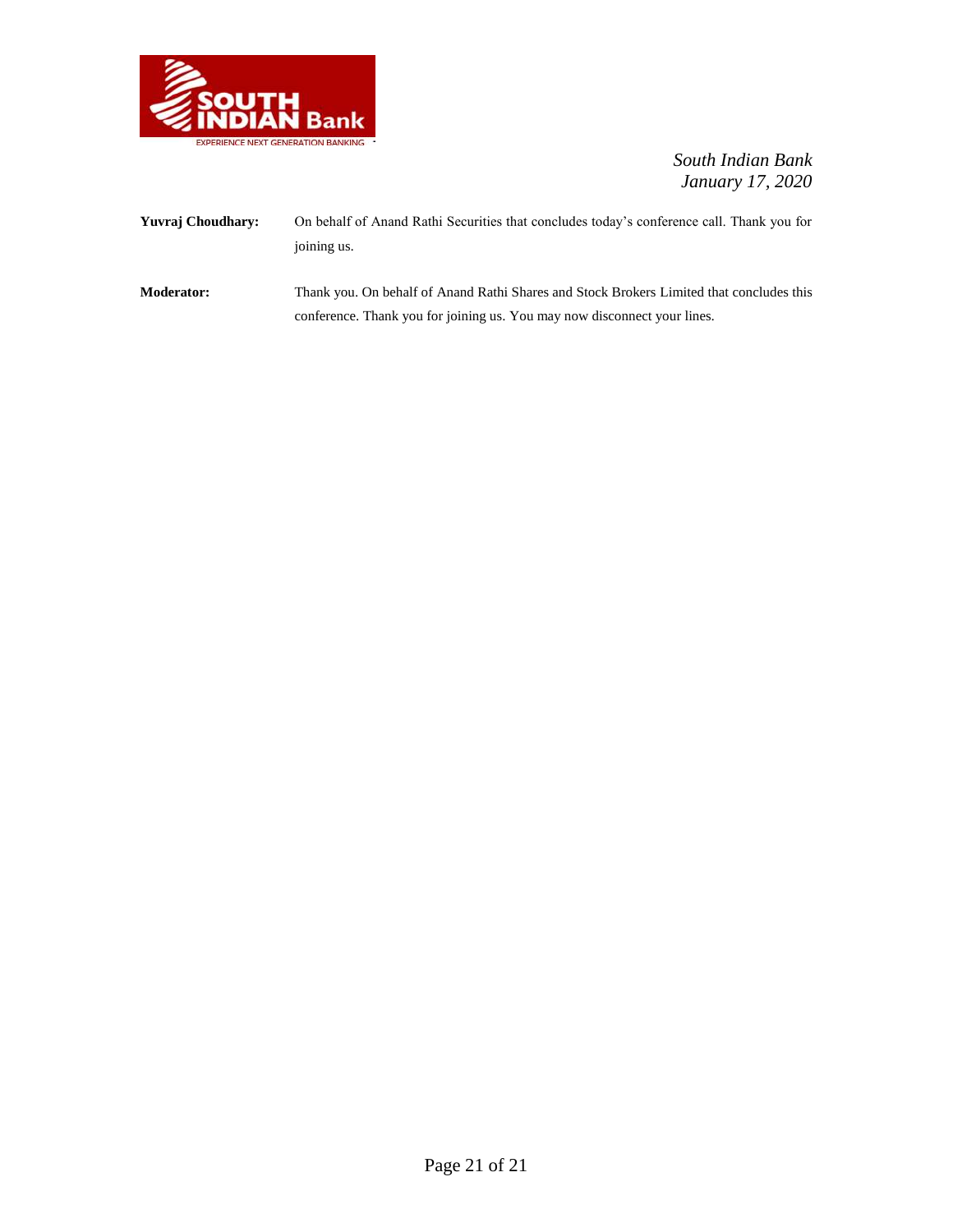**Yuvraj Choudhary:** On behalf of Anand Rathi Securities that concludes today's conference call. Thank you for joining us.

**Moderator:** Thank you. On behalf of Anand Rathi Shares and Stock Brokers Limited that concludes this conference. Thank you for joining us. You may now disconnect your lines.